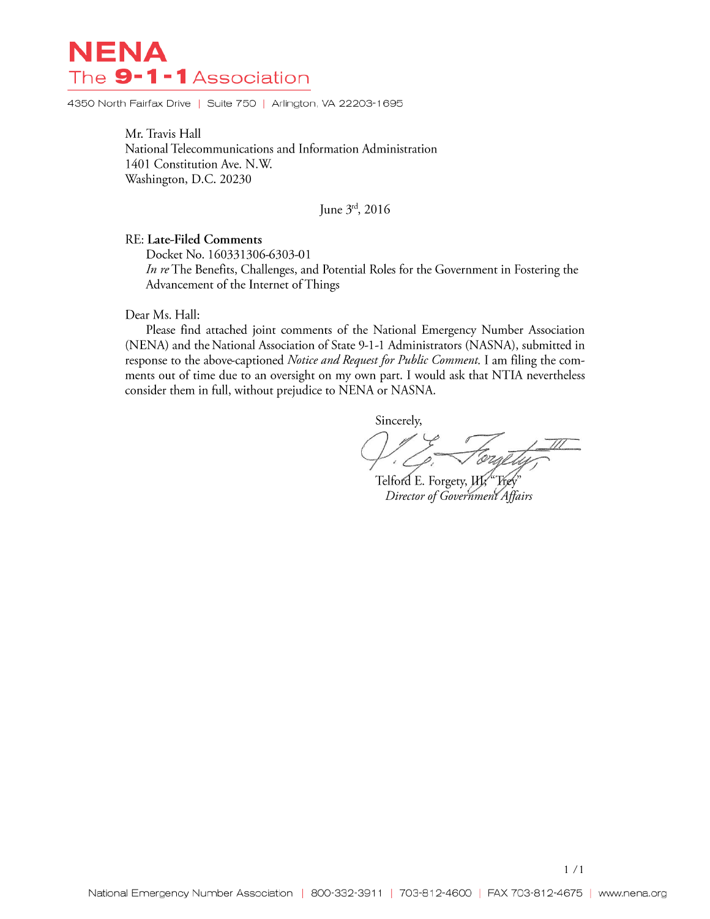# NENA

## The 9-1-1 Association

4350 North Fairfax Drive | Suite 750 | Arlington, VA 22203-1695

Mr. Travis Hall
National Telecommunications and Information Administration
1401 Constitution Ave. N.W.
Washington, D.C. 20230

June 3rd, 2016

RE: **Late-Filed Comments**
Docket No. 160331306-6303-01
*In re* The Benefits, Challenges, and Potential Roles for the Government in Fostering the Advancement of the Internet of Things

Dear Ms. Hall:

Please find attached joint comments of the National Emergency Number Association (NENA) and the National Association of State 9-1-1 Administrators (NASNA), submitted in response to the above-captioned *Notice and Request for Public Comment.* I am filing the comments out of time due to an oversight on my own part. I would ask that NTIA nevertheless consider them in full, without prejudice to NENA or NASNA.

Sincerely,

Telford E. Forgety, III, "Trey"
*Director of Government Affairs*

National Emergency Number Association | 800-332-3911 | 703-812-4600 | FAX 703-812-4675 | www.nena.org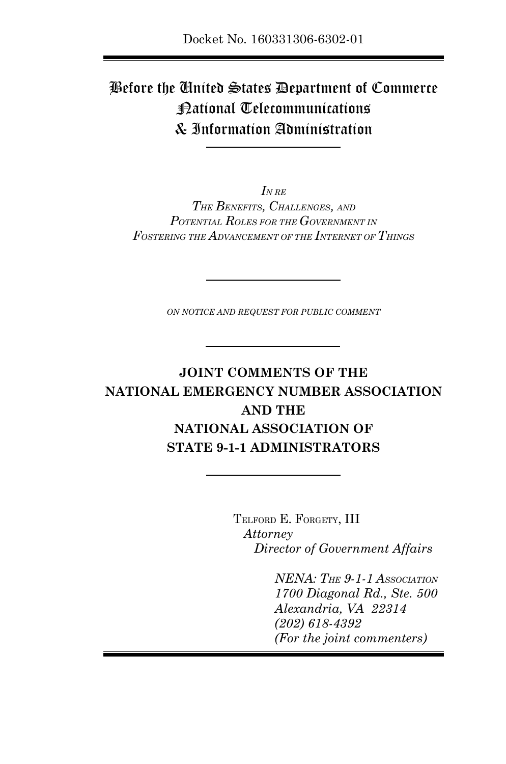Docket No. 160331306-6302-01

# Before the United States Department of Commerce National Telecommunications & Information Administration

*IN RE*

*THE BENEFITS, CHALLENGES, AND POTENTIAL ROLES FOR THE GOVERNMENT IN FOSTERING THE ADVANCEMENT OF THE INTERNET OF THINGS*

*ON NOTICE AND REQUEST FOR PUBLIC COMMENT*

## JOINT COMMENTS OF THE NATIONAL EMERGENCY NUMBER ASSOCIATION AND THE NATIONAL ASSOCIATION OF STATE 9-1-1 ADMINISTRATORS

TELFORD E. FORGETY, III
*Attorney*
*Director of Government Affairs*

*NENA: THE 9-1-1 ASSOCIATION*
*1700 Diagonal Rd., Ste. 500*
*Alexandria, VA 22314*
*(202) 618-4392*
*(For the joint commenters)*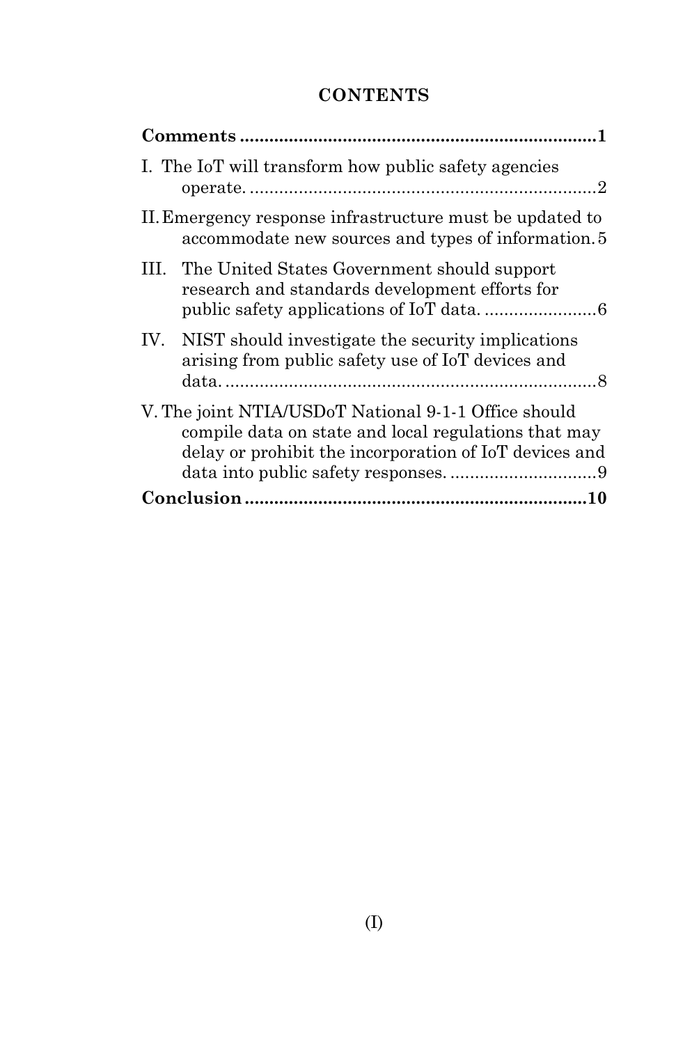## CONTENTS

**Comments** ........................................................................ **1**

I. The IoT will transform how public safety agencies operate. ........................................................................ 2

II. Emergency response infrastructure must be updated to accommodate new sources and types of information. 5

III. The United States Government should support research and standards development efforts for public safety applications of IoT data. ........................ 6

IV. NIST should investigate the security implications arising from public safety use of IoT devices and data. ........................................................................ 8

V. The joint NTIA/USDoT National 9-1-1 Office should compile data on state and local regulations that may delay or prohibit the incorporation of IoT devices and data into public safety responses. .............................. 9

**Conclusion** ........................................................................ **10**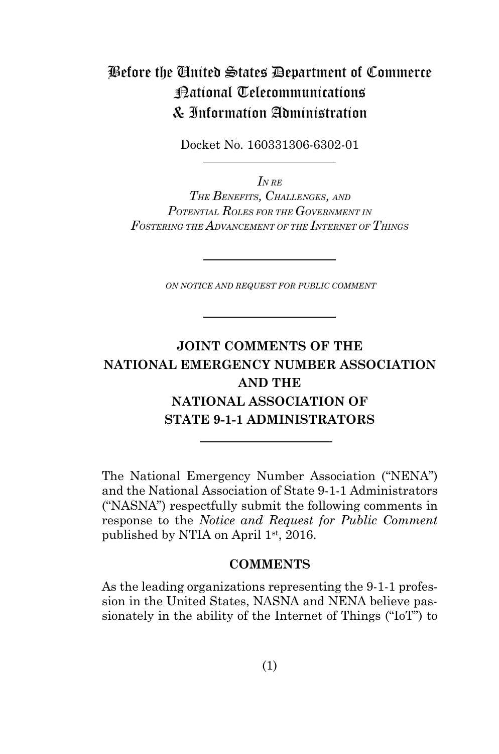# Before the United States Department of Commerce National Telecommunications & Information Administration

Docket No. 160331306-6302-01

---

*IN RE*
*THE BENEFITS, CHALLENGES, AND POTENTIAL ROLES FOR THE GOVERNMENT IN FOSTERING THE ADVANCEMENT OF THE INTERNET OF THINGS*

---

*ON NOTICE AND REQUEST FOR PUBLIC COMMENT*

---

## JOINT COMMENTS OF THE NATIONAL EMERGENCY NUMBER ASSOCIATION AND THE NATIONAL ASSOCIATION OF STATE 9-1-1 ADMINISTRATORS

---

The National Emergency Number Association ("NENA") and the National Association of State 9-1-1 Administrators ("NASNA") respectfully submit the following comments in response to the *Notice and Request for Public Comment* published by NTIA on April 1st, 2016.

### COMMENTS

As the leading organizations representing the 9-1-1 profession in the United States, NASNA and NENA believe passionately in the ability of the Internet of Things ("IoT") to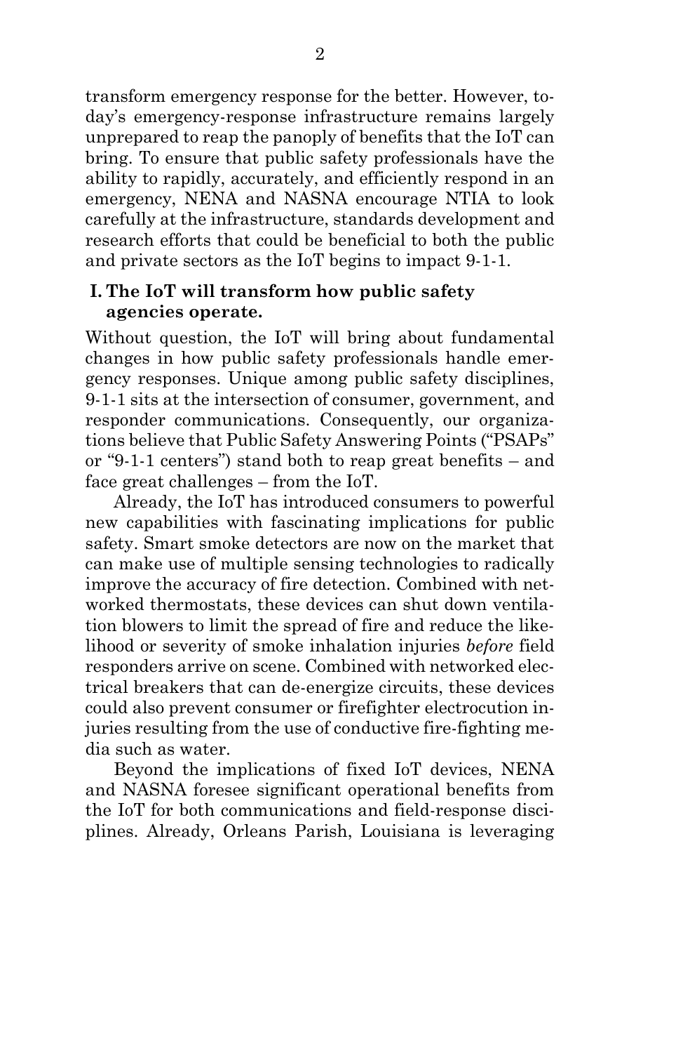transform emergency response for the better. However, today's emergency-response infrastructure remains largely unprepared to reap the panoply of benefits that the IoT can bring. To ensure that public safety professionals have the ability to rapidly, accurately, and efficiently respond in an emergency, NENA and NASNA encourage NTIA to look carefully at the infrastructure, standards development and research efforts that could be beneficial to both the public and private sectors as the IoT begins to impact 9-1-1.

## I. The IoT will transform how public safety agencies operate.

Without question, the IoT will bring about fundamental changes in how public safety professionals handle emergency responses. Unique among public safety disciplines, 9-1-1 sits at the intersection of consumer, government, and responder communications. Consequently, our organizations believe that Public Safety Answering Points ("PSAPs" or "9-1-1 centers") stand both to reap great benefits – and face great challenges – from the IoT.

Already, the IoT has introduced consumers to powerful new capabilities with fascinating implications for public safety. Smart smoke detectors are now on the market that can make use of multiple sensing technologies to radically improve the accuracy of fire detection. Combined with networked thermostats, these devices can shut down ventilation blowers to limit the spread of fire and reduce the likelihood or severity of smoke inhalation injuries *before* field responders arrive on scene. Combined with networked electrical breakers that can de-energize circuits, these devices could also prevent consumer or firefighter electrocution injuries resulting from the use of conductive fire-fighting media such as water.

Beyond the implications of fixed IoT devices, NENA and NASNA foresee significant operational benefits from the IoT for both communications and field-response disciplines. Already, Orleans Parish, Louisiana is leveraging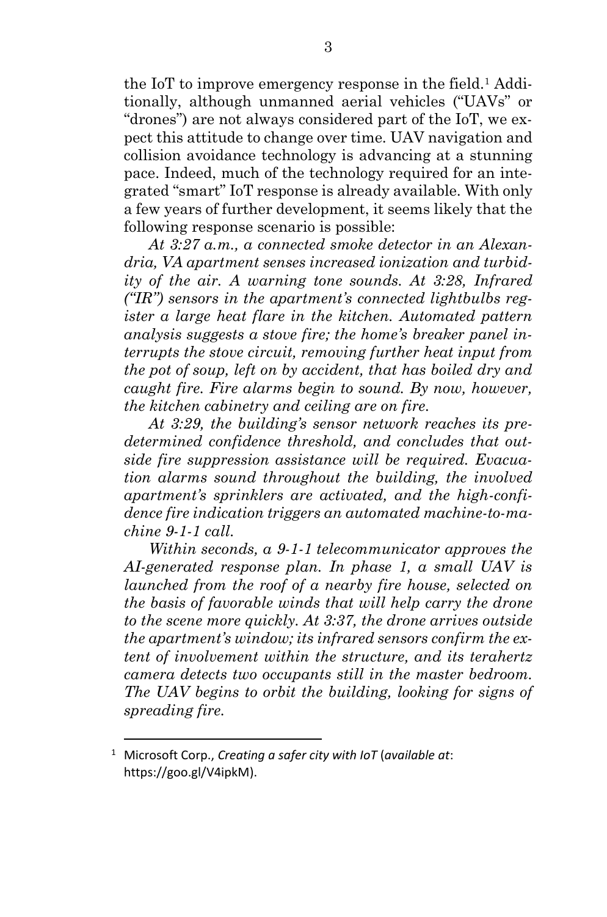the IoT to improve emergency response in the field.[1] Additionally, although unmanned aerial vehicles ("UAVs" or "drones") are not always considered part of the IoT, we expect this attitude to change over time. UAV navigation and collision avoidance technology is advancing at a stunning pace. Indeed, much of the technology required for an integrated "smart" IoT response is already available. With only a few years of further development, it seems likely that the following response scenario is possible:

*At 3:27 a.m., a connected smoke detector in an Alexandria, VA apartment senses increased ionization and turbidity of the air. A warning tone sounds. At 3:28, Infrared ("IR") sensors in the apartment's connected lightbulbs register a large heat flare in the kitchen. Automated pattern analysis suggests a stove fire; the home's breaker panel interrupts the stove circuit, removing further heat input from the pot of soup, left on by accident, that has boiled dry and caught fire. Fire alarms begin to sound. By now, however, the kitchen cabinetry and ceiling are on fire.*

*At 3:29, the building's sensor network reaches its predetermined confidence threshold, and concludes that outside fire suppression assistance will be required. Evacuation alarms sound throughout the building, the involved apartment's sprinklers are activated, and the high-confidence fire indication triggers an automated machine-to-machine 9-1-1 call.*

*Within seconds, a 9-1-1 telecommunicator approves the AI-generated response plan. In phase 1, a small UAV is launched from the roof of a nearby fire house, selected on the basis of favorable winds that will help carry the drone to the scene more quickly. At 3:37, the drone arrives outside the apartment's window; its infrared sensors confirm the extent of involvement within the structure, and its terahertz camera detects two occupants still in the master bedroom. The UAV begins to orbit the building, looking for signs of spreading fire.*

---

[1] Microsoft Corp., *Creating a safer city with IoT* (*available at*: https://goo.gl/V4ipkM).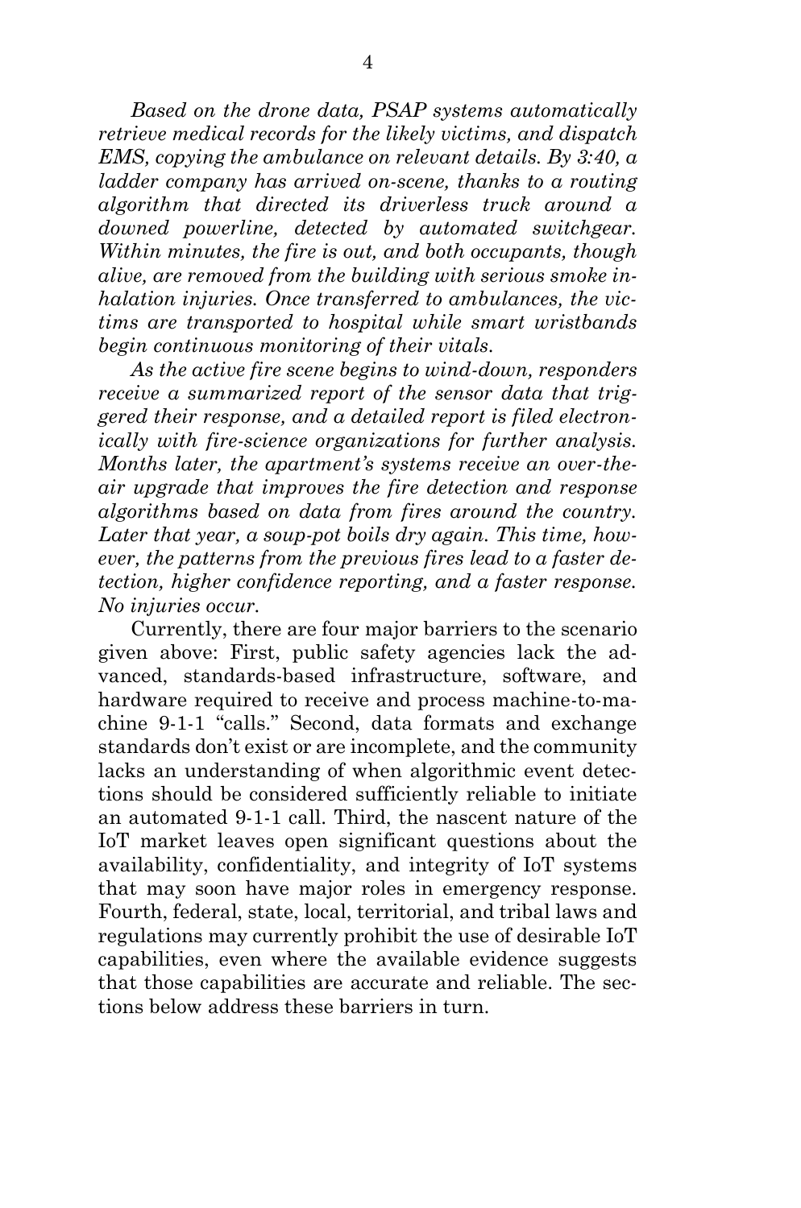*Based on the drone data, PSAP systems automatically retrieve medical records for the likely victims, and dispatch EMS, copying the ambulance on relevant details. By 3:40, a ladder company has arrived on-scene, thanks to a routing algorithm that directed its driverless truck around a downed powerline, detected by automated switchgear. Within minutes, the fire is out, and both occupants, though alive, are removed from the building with serious smoke inhalation injuries. Once transferred to ambulances, the victims are transported to hospital while smart wristbands begin continuous monitoring of their vitals.*

*As the active fire scene begins to wind-down, responders receive a summarized report of the sensor data that triggered their response, and a detailed report is filed electronically with fire-science organizations for further analysis. Months later, the apartment's systems receive an over-the-air upgrade that improves the fire detection and response algorithms based on data from fires around the country. Later that year, a soup-pot boils dry again. This time, however, the patterns from the previous fires lead to a faster detection, higher confidence reporting, and a faster response. No injuries occur.*

Currently, there are four major barriers to the scenario given above: First, public safety agencies lack the advanced, standards-based infrastructure, software, and hardware required to receive and process machine-to-machine 9-1-1 "calls." Second, data formats and exchange standards don't exist or are incomplete, and the community lacks an understanding of when algorithmic event detections should be considered sufficiently reliable to initiate an automated 9-1-1 call. Third, the nascent nature of the IoT market leaves open significant questions about the availability, confidentiality, and integrity of IoT systems that may soon have major roles in emergency response. Fourth, federal, state, local, territorial, and tribal laws and regulations may currently prohibit the use of desirable IoT capabilities, even where the available evidence suggests that those capabilities are accurate and reliable. The sections below address these barriers in turn.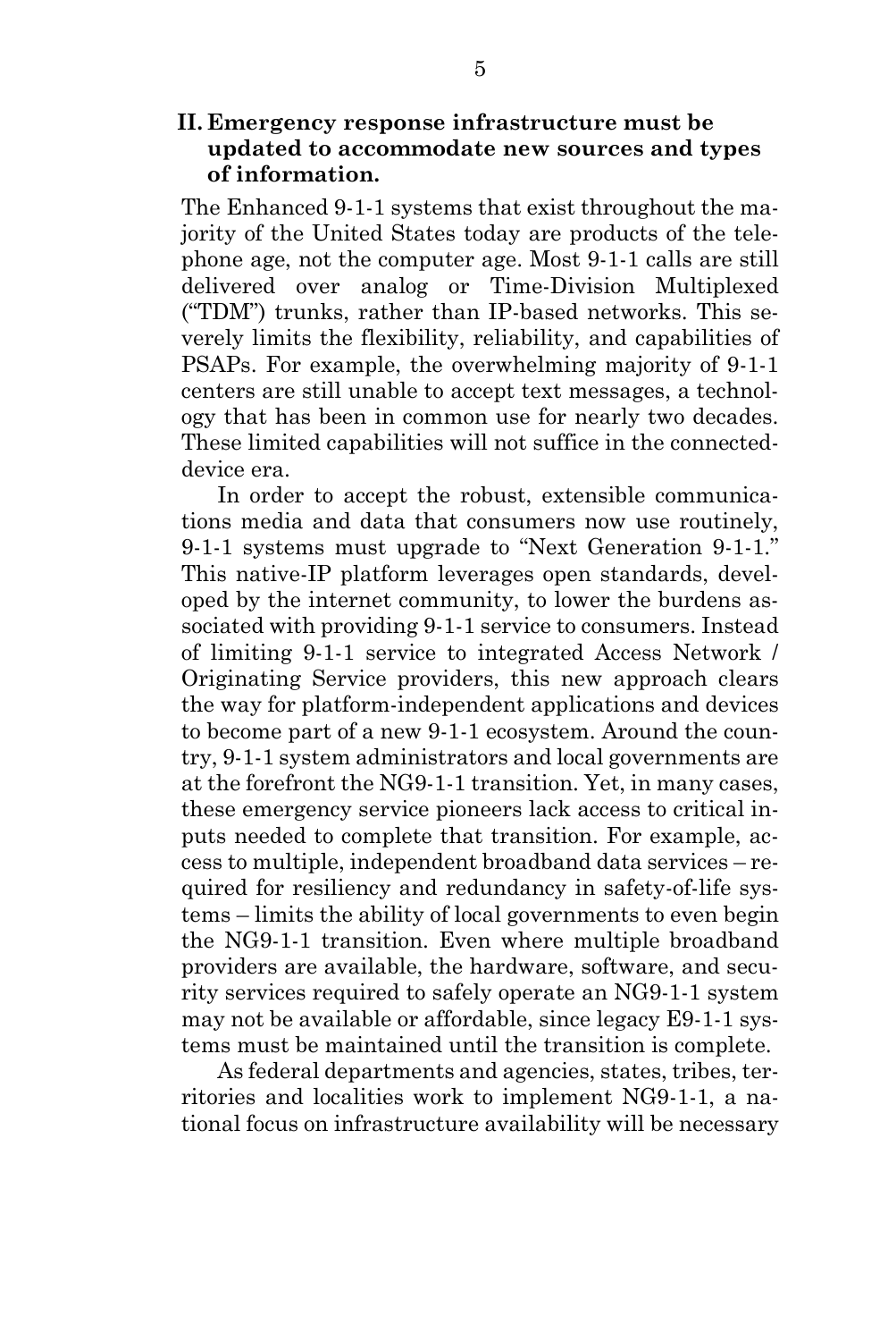## II. Emergency response infrastructure must be updated to accommodate new sources and types of information.

The Enhanced 9-1-1 systems that exist throughout the majority of the United States today are products of the telephone age, not the computer age. Most 9-1-1 calls are still delivered over analog or Time-Division Multiplexed ("TDM") trunks, rather than IP-based networks. This severely limits the flexibility, reliability, and capabilities of PSAPs. For example, the overwhelming majority of 9-1-1 centers are still unable to accept text messages, a technology that has been in common use for nearly two decades. These limited capabilities will not suffice in the connected-device era.

In order to accept the robust, extensible communications media and data that consumers now use routinely, 9-1-1 systems must upgrade to "Next Generation 9-1-1." This native-IP platform leverages open standards, developed by the internet community, to lower the burdens associated with providing 9-1-1 service to consumers. Instead of limiting 9-1-1 service to integrated Access Network / Originating Service providers, this new approach clears the way for platform-independent applications and devices to become part of a new 9-1-1 ecosystem. Around the country, 9-1-1 system administrators and local governments are at the forefront the NG9-1-1 transition. Yet, in many cases, these emergency service pioneers lack access to critical inputs needed to complete that transition. For example, access to multiple, independent broadband data services – required for resiliency and redundancy in safety-of-life systems – limits the ability of local governments to even begin the NG9-1-1 transition. Even where multiple broadband providers are available, the hardware, software, and security services required to safely operate an NG9-1-1 system may not be available or affordable, since legacy E9-1-1 systems must be maintained until the transition is complete.

As federal departments and agencies, states, tribes, territories and localities work to implement NG9-1-1, a national focus on infrastructure availability will be necessary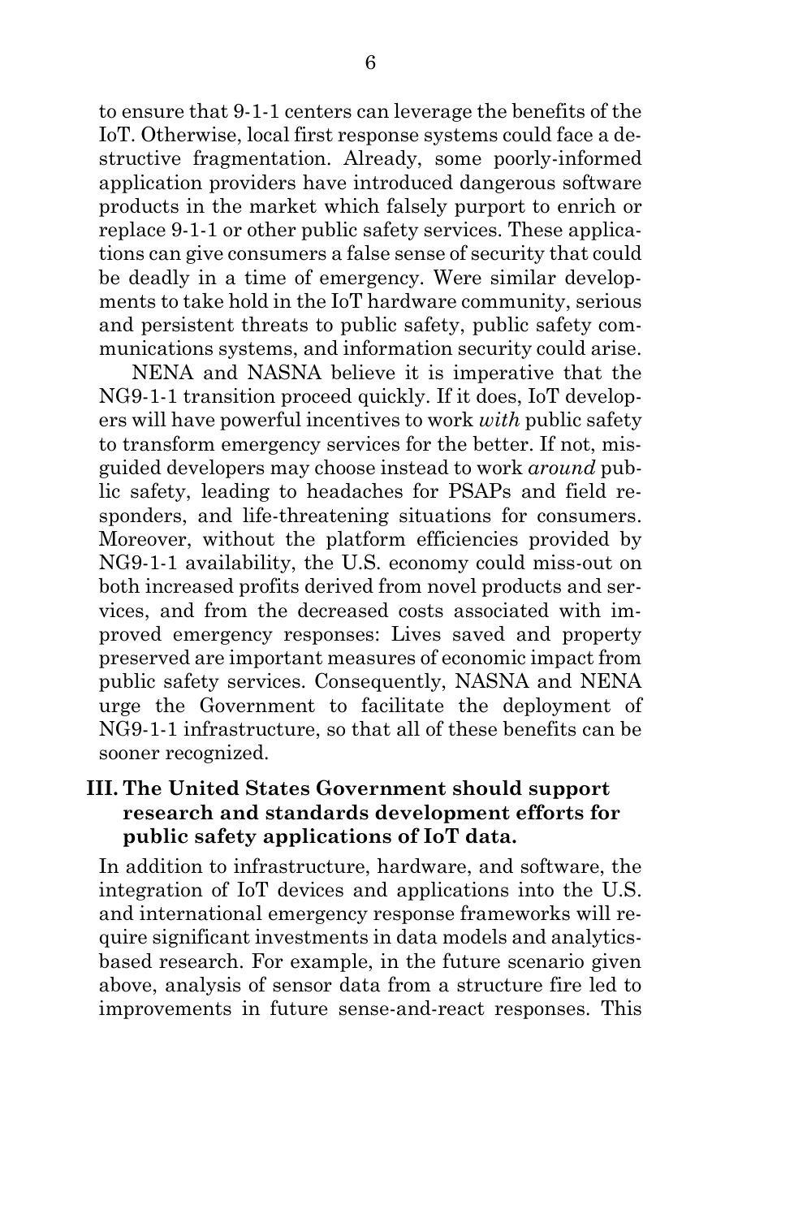to ensure that 9-1-1 centers can leverage the benefits of the IoT. Otherwise, local first response systems could face a destructive fragmentation. Already, some poorly-informed application providers have introduced dangerous software products in the market which falsely purport to enrich or replace 9-1-1 or other public safety services. These applications can give consumers a false sense of security that could be deadly in a time of emergency. Were similar developments to take hold in the IoT hardware community, serious and persistent threats to public safety, public safety communications systems, and information security could arise.

NENA and NASNA believe it is imperative that the NG9-1-1 transition proceed quickly. If it does, IoT developers will have powerful incentives to work *with* public safety to transform emergency services for the better. If not, misguided developers may choose instead to work *around* public safety, leading to headaches for PSAPs and field responders, and life-threatening situations for consumers. Moreover, without the platform efficiencies provided by NG9-1-1 availability, the U.S. economy could miss-out on both increased profits derived from novel products and services, and from the decreased costs associated with improved emergency responses: Lives saved and property preserved are important measures of economic impact from public safety services. Consequently, NASNA and NENA urge the Government to facilitate the deployment of NG9-1-1 infrastructure, so that all of these benefits can be sooner recognized.

## III. The United States Government should support research and standards development efforts for public safety applications of IoT data.

In addition to infrastructure, hardware, and software, the integration of IoT devices and applications into the U.S. and international emergency response frameworks will require significant investments in data models and analytics-based research. For example, in the future scenario given above, analysis of sensor data from a structure fire led to improvements in future sense-and-react responses. This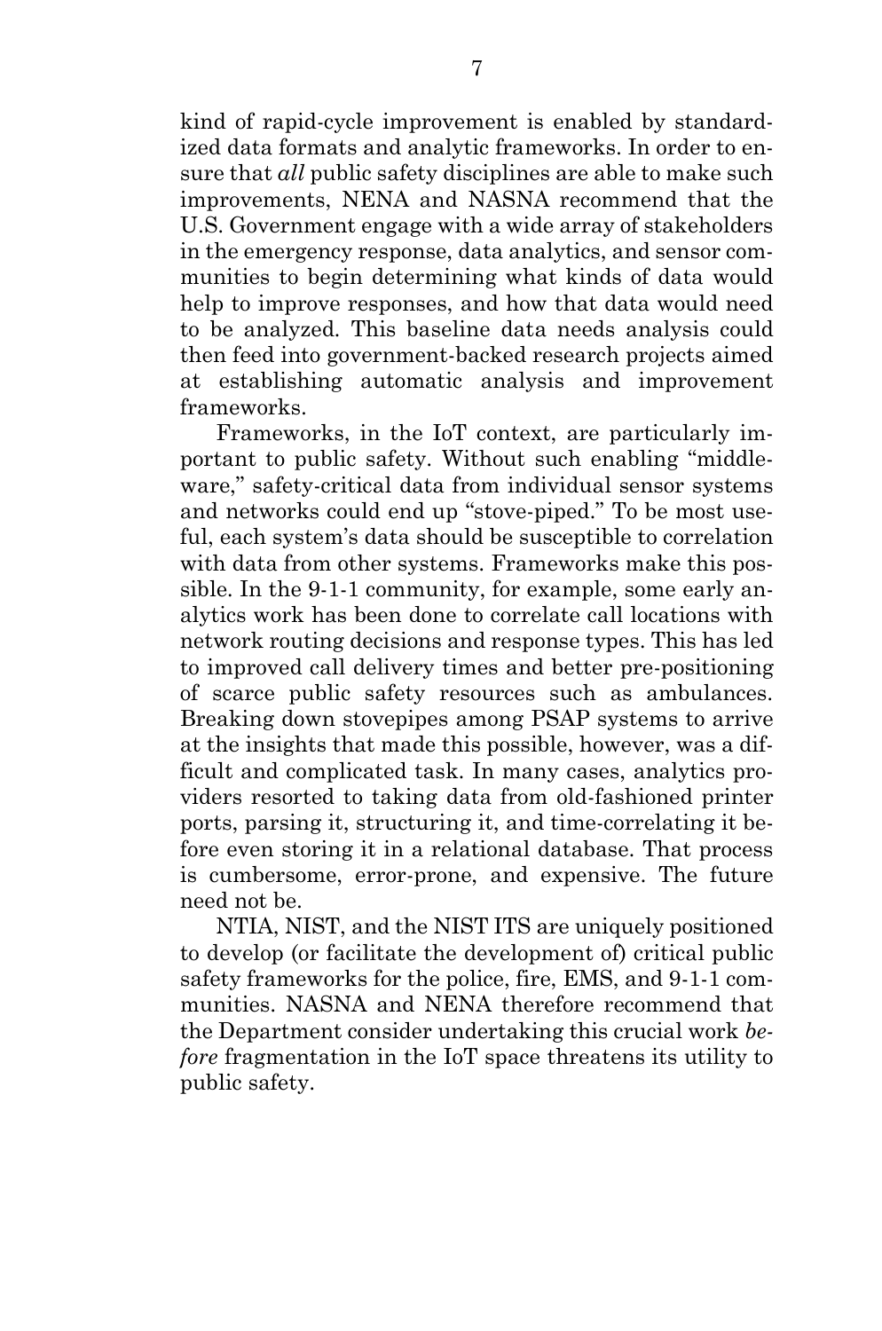kind of rapid-cycle improvement is enabled by standardized data formats and analytic frameworks. In order to ensure that *all* public safety disciplines are able to make such improvements, NENA and NASNA recommend that the U.S. Government engage with a wide array of stakeholders in the emergency response, data analytics, and sensor communities to begin determining what kinds of data would help to improve responses, and how that data would need to be analyzed. This baseline data needs analysis could then feed into government-backed research projects aimed at establishing automatic analysis and improvement frameworks.

Frameworks, in the IoT context, are particularly important to public safety. Without such enabling "middleware," safety-critical data from individual sensor systems and networks could end up "stove-piped." To be most useful, each system's data should be susceptible to correlation with data from other systems. Frameworks make this possible. In the 9-1-1 community, for example, some early analytics work has been done to correlate call locations with network routing decisions and response types. This has led to improved call delivery times and better pre-positioning of scarce public safety resources such as ambulances. Breaking down stovepipes among PSAP systems to arrive at the insights that made this possible, however, was a difficult and complicated task. In many cases, analytics providers resorted to taking data from old-fashioned printer ports, parsing it, structuring it, and time-correlating it before even storing it in a relational database. That process is cumbersome, error-prone, and expensive. The future need not be.

NTIA, NIST, and the NIST ITS are uniquely positioned to develop (or facilitate the development of) critical public safety frameworks for the police, fire, EMS, and 9-1-1 communities. NASNA and NENA therefore recommend that the Department consider undertaking this crucial work *before* fragmentation in the IoT space threatens its utility to public safety.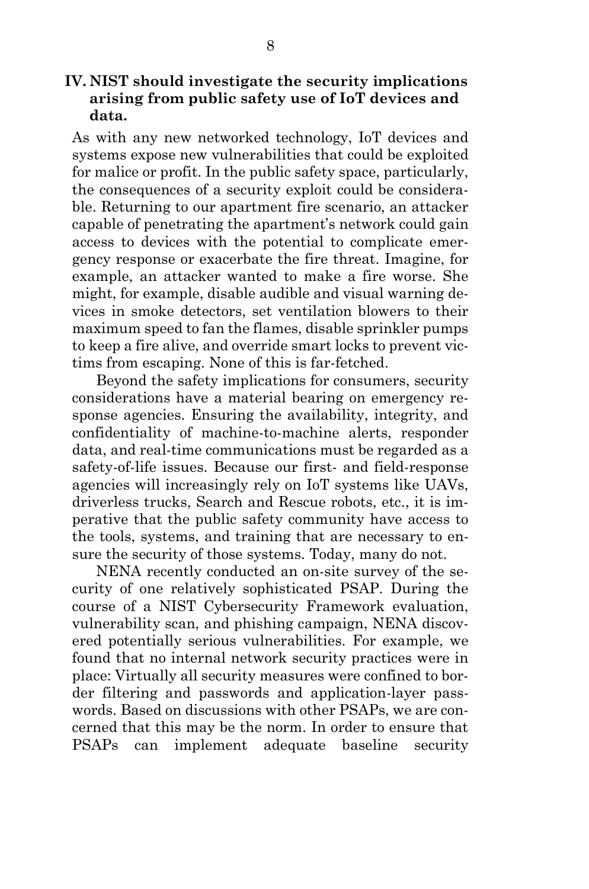## IV. NIST should investigate the security implications arising from public safety use of IoT devices and data.

As with any new networked technology, IoT devices and systems expose new vulnerabilities that could be exploited for malice or profit. In the public safety space, particularly, the consequences of a security exploit could be considerable. Returning to our apartment fire scenario, an attacker capable of penetrating the apartment's network could gain access to devices with the potential to complicate emergency response or exacerbate the fire threat. Imagine, for example, an attacker wanted to make a fire worse. She might, for example, disable audible and visual warning devices in smoke detectors, set ventilation blowers to their maximum speed to fan the flames, disable sprinkler pumps to keep a fire alive, and override smart locks to prevent victims from escaping. None of this is far-fetched.

Beyond the safety implications for consumers, security considerations have a material bearing on emergency response agencies. Ensuring the availability, integrity, and confidentiality of machine-to-machine alerts, responder data, and real-time communications must be regarded as a safety-of-life issues. Because our first- and field-response agencies will increasingly rely on IoT systems like UAVs, driverless trucks, Search and Rescue robots, etc., it is imperative that the public safety community have access to the tools, systems, and training that are necessary to ensure the security of those systems. Today, many do not.

NENA recently conducted an on-site survey of the security of one relatively sophisticated PSAP. During the course of a NIST Cybersecurity Framework evaluation, vulnerability scan, and phishing campaign, NENA discovered potentially serious vulnerabilities. For example, we found that no internal network security practices were in place: Virtually all security measures were confined to border filtering and passwords and application-layer passwords. Based on discussions with other PSAPs, we are concerned that this may be the norm. In order to ensure that PSAPs can implement adequate baseline security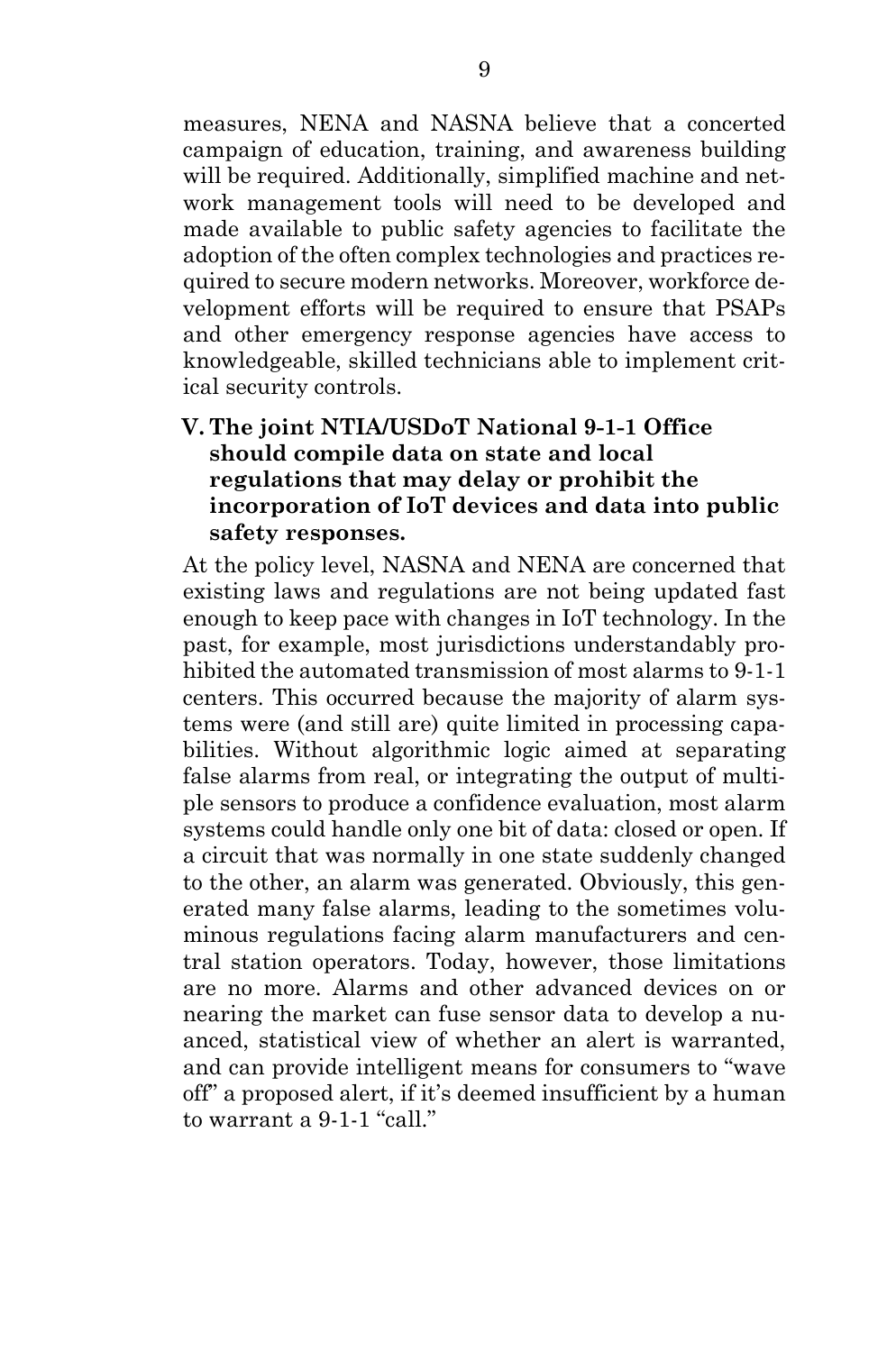measures, NENA and NASNA believe that a concerted campaign of education, training, and awareness building will be required. Additionally, simplified machine and network management tools will need to be developed and made available to public safety agencies to facilitate the adoption of the often complex technologies and practices required to secure modern networks. Moreover, workforce development efforts will be required to ensure that PSAPs and other emergency response agencies have access to knowledgeable, skilled technicians able to implement critical security controls.

## V. The joint NTIA/USDoT National 9-1-1 Office should compile data on state and local regulations that may delay or prohibit the incorporation of IoT devices and data into public safety responses.

At the policy level, NASNA and NENA are concerned that existing laws and regulations are not being updated fast enough to keep pace with changes in IoT technology. In the past, for example, most jurisdictions understandably prohibited the automated transmission of most alarms to 9-1-1 centers. This occurred because the majority of alarm systems were (and still are) quite limited in processing capabilities. Without algorithmic logic aimed at separating false alarms from real, or integrating the output of multiple sensors to produce a confidence evaluation, most alarm systems could handle only one bit of data: closed or open. If a circuit that was normally in one state suddenly changed to the other, an alarm was generated. Obviously, this generated many false alarms, leading to the sometimes voluminous regulations facing alarm manufacturers and central station operators. Today, however, those limitations are no more. Alarms and other advanced devices on or nearing the market can fuse sensor data to develop a nuanced, statistical view of whether an alert is warranted, and can provide intelligent means for consumers to "wave off" a proposed alert, if it's deemed insufficient by a human to warrant a 9-1-1 "call."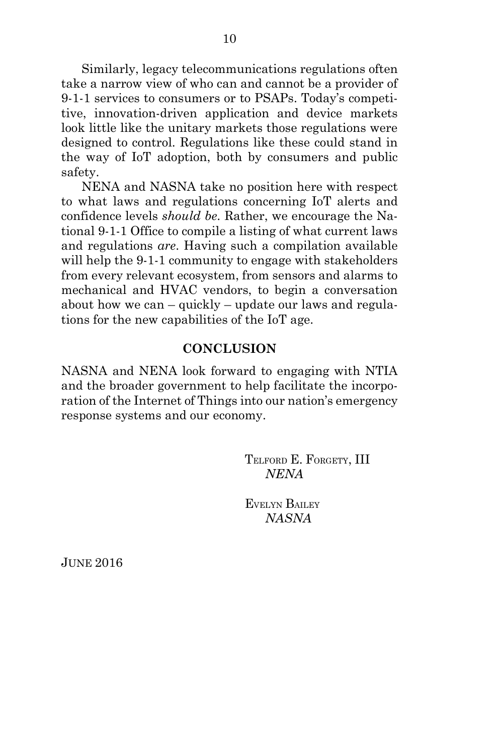Similarly, legacy telecommunications regulations often take a narrow view of who can and cannot be a provider of 9-1-1 services to consumers or to PSAPs. Today's competitive, innovation-driven application and device markets look little like the unitary markets those regulations were designed to control. Regulations like these could stand in the way of IoT adoption, both by consumers and public safety.

NENA and NASNA take no position here with respect to what laws and regulations concerning IoT alerts and confidence levels *should be*. Rather, we encourage the National 9-1-1 Office to compile a listing of what current laws and regulations *are*. Having such a compilation available will help the 9-1-1 community to engage with stakeholders from every relevant ecosystem, from sensors and alarms to mechanical and HVAC vendors, to begin a conversation about how we can – quickly – update our laws and regulations for the new capabilities of the IoT age.

## CONCLUSION

NASNA and NENA look forward to engaging with NTIA and the broader government to help facilitate the incorporation of the Internet of Things into our nation's emergency response systems and our economy.

TELFORD E. FORGETY, III
*NENA*

EVELYN BAILEY
*NASNA*

JUNE 2016